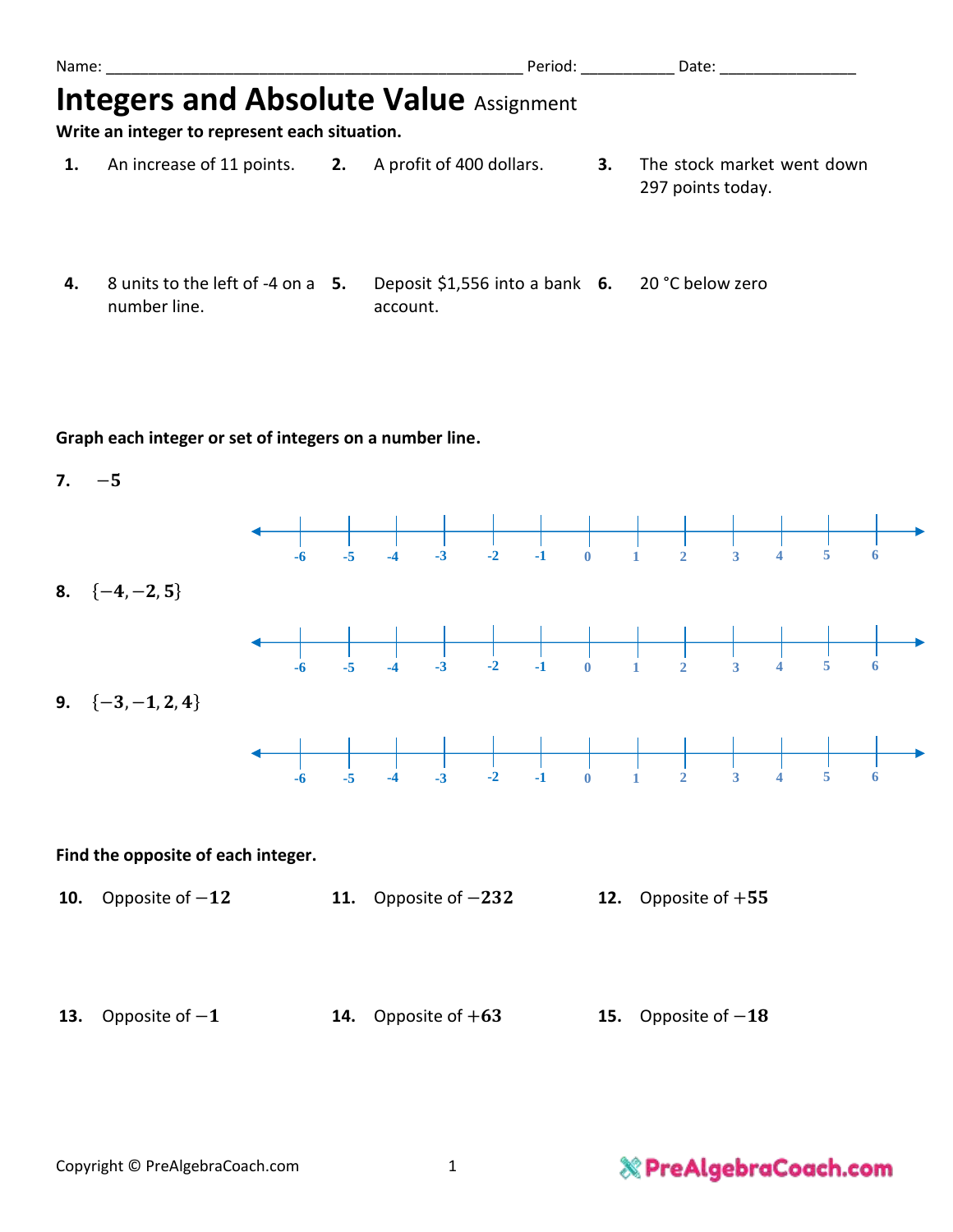Name: ______________________________________________ Period: __________ Date: _______________

# Integers and Absolute Value Assignment

**Write an integer to represent each situation.**

**1.** An increase of 11 points.

**2.** A profit of 400 dollars.

**3.** The stock market went down 297 points today.

**4.** 8 units to the left of -4 on a number line.

**5.** Deposit $1,556 into a bank account.

**6.** 20 °C below zero

**Graph each integer or set of integers on a number line.**

**7.** $-5$

-6 -5 -4 -3 -2 -1 0 1 2 3 4 5 6

**8.** $\{-4, -2, 5\}$

-6 -5 -4 -3 -2 -1 0 1 2 3 4 5 6

**9.** $\{-3, -1, 2, 4\}$

-6 -5 -4 -3 -2 -1 0 1 2 3 4 5 6

**Find the opposite of each integer.**

**10.** Opposite of $-12$

**11.** Opposite of $-232$

**12.** Opposite of $+55$

**13.** Opposite of $-1$

**14.** Opposite of $+63$

**15.** Opposite of $-18$

Copyright © PreAlgebraCoach.com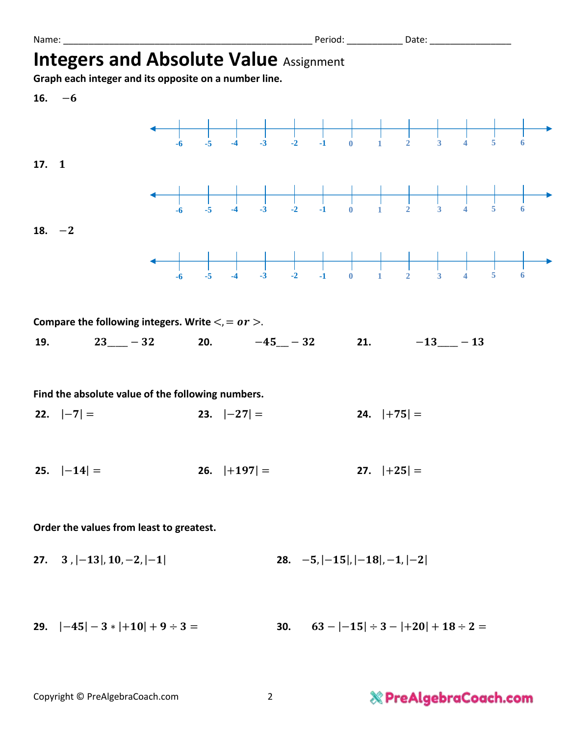Name: ______________________________________________ Period: __________ Date: _______________

# Integers and Absolute Value Assignment

**Graph each integer and its opposite on a number line.**

**16.** $-6$

-6 -5 -4 -3 -2 -1 0 1 2 3 4 5 6

**17.** $1$

-6 -5 -4 -3 -2 -1 0 1 2 3 4 5 6

**18.** $-2$

-6 -5 -4 -3 -2 -1 0 1 2 3 4 5 6

**Compare the following integers. Write $<, =$ or $>$.**

**19.** $23$ ____ $-32$

**20.** $-45$ __ $-32$

**21.** $-13$ ____ $-13$

**Find the absolute value of the following numbers.**

**22.** $|-7| =$

**23.** $|-27| =$

**24.** $|+75| =$

**25.** $|-14| =$

**26.** $|+197| =$

**27.** $|+25| =$

**Order the values from least to greatest.**

**27.** $3, |-13|, 10, -2, |-1|$

**28.** $-5, |-15|, |-18|, -1, |-2|$

**29.** $|-45| - 3 * |+10| + 9 \div 3 =$

**30.** $63 - |-15| \div 3 - |+20| + 18 \div 2 =$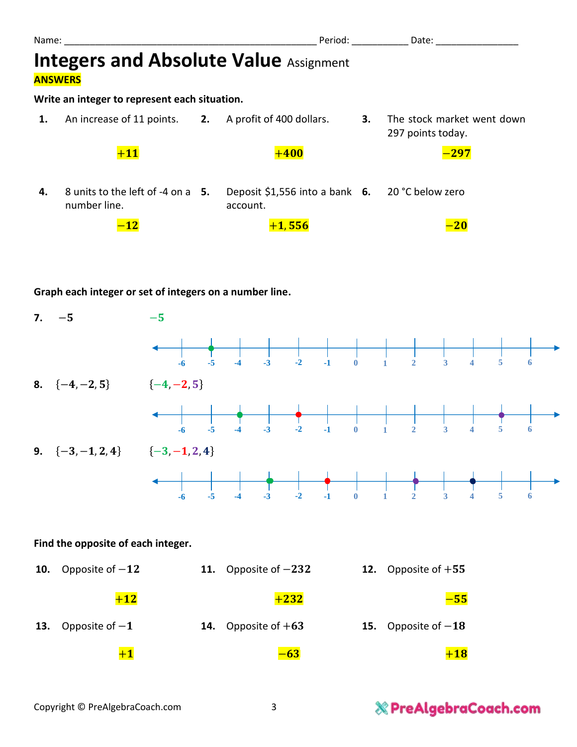Name: ______________________________________________ Period: __________ Date: _______________

# Integers and Absolute Value Assignment

**ANSWERS**

**Write an integer to represent each situation.**

**1.** An increase of 11 points.

$+11$

**2.** A profit of 400 dollars.

$+400$

**3.** The stock market went down 297 points today.

$-297$

**4.** 8 units to the left of -4 on a number line.

$-12$

**5.** Deposit $1,556 into a bank account.

$+1,556$

**6.** 20 °C below zero

$-20$

**Graph each integer or set of integers on a number line.**

**7.** $-5$

$-5$

-6 -5 -4 -3 -2 -1 0 1 2 3 4 5 6

**8.** $\{-4, -2, 5\}$

$\{-4, -2, 5\}$

-6 -5 -4 -3 -2 -1 0 1 2 3 4 5 6

**9.** $\{-3, -1, 2, 4\}$

$\{-3, -1, 2, 4\}$

-6 -5 -4 -3 -2 -1 0 1 2 3 4 5 6

**Find the opposite of each integer.**

**10.** Opposite of $-12$

$+12$

**11.** Opposite of $-232$

$+232$

**12.** Opposite of $+55$

$-55$

**13.** Opposite of $-1$

$+1$

**14.** Opposite of $+63$

$-63$

**15.** Opposite of $-18$

$+18$

Copyright © PreAlgebraCoach.com

PreAlgebraCoach.com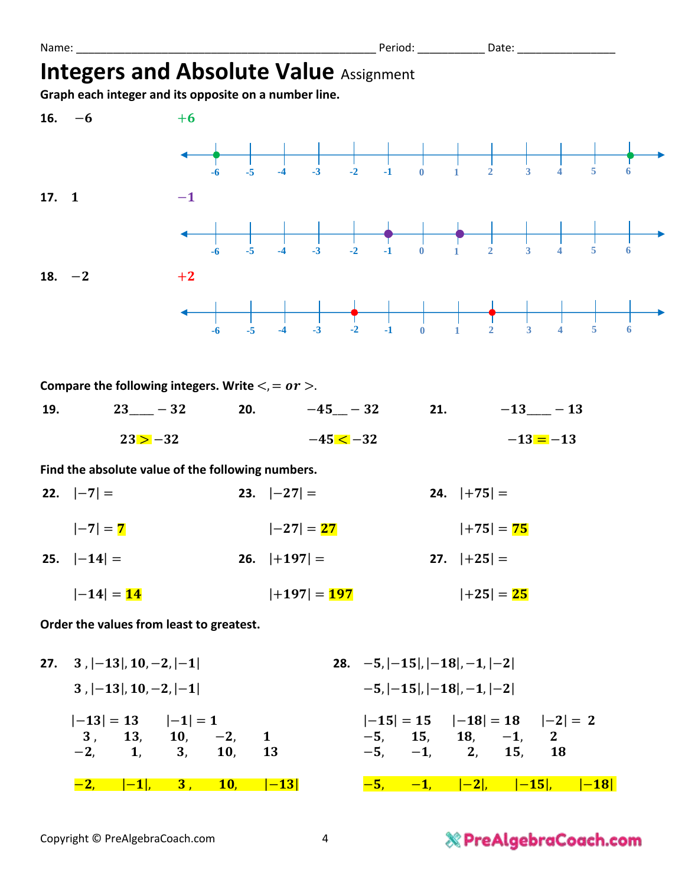Name: ______________________________________________ Period: __________ Date: ______________

# Integers and Absolute Value Assignment

**Graph each integer and its opposite on a number line.**

**16.** $-6$ $\quad$ $+6$

Number line from -6 to 6: -6, -5, -4, -3, -2, -1, 0, 1, 2, 3, 4, 5, 6

**17.** $1$ $\quad$ $-1$

Number line from -6 to 6: -6, -5, -4, -3, -2, -1, 0, 1, 2, 3, 4, 5, 6

**18.** $-2$ $\quad$ $+2$

Number line from -6 to 6: -6, -5, -4, -3, -2, -1, 0, 1, 2, 3, 4, 5, 6

**Compare the following integers. Write $<, =$ *or* $>$.**

**19.** $23\_\_\_ -32$

$23 > -32$

**20.** $-45\_\_ -32$

$-45 < -32$

**21.** $-13\_\_\_ -13$

$-13 = -13$

**Find the absolute value of the following numbers.**

**22.** $|-7| =$

$|-7| = 7$

**23.** $|-27| =$

$|-27| = 27$

**24.** $|+75| =$

$|+75| = 75$

**25.** $|-14| =$

$|-14| = 14$

**26.** $|+197| =$

$|+197| = 197$

**27.** $|+25| =$

$|+25| = 25$

**Order the values from least to greatest.**

**27.** $3, |-13|, 10, -2, |-1|$

$3, |-13|, 10, -2, |-1|$

$|-13| = 13 \qquad |-1| = 1$

$3, \quad 13, \quad 10, \quad -2, \quad 1$

$-2, \quad 1, \quad 3, \quad 10, \quad 13$

$-2, \quad |-1|, \quad 3, \quad 10, \quad |-13|$

**28.** $-5, |-15|, |-18|, -1, |-2|$

$-5, |-15|, |-18|, -1, |-2|$

$|-15| = 15 \qquad |-18| = 18 \qquad |-2| = 2$

$-5, \quad 15, \quad 18, \quad -1, \quad 2$

$-5, \quad -1, \quad 2, \quad 15, \quad 18$

$-5, \quad -1, \quad |-2|, \quad |-15|, \quad |-18|$

Copyright © PreAlgebraCoach.com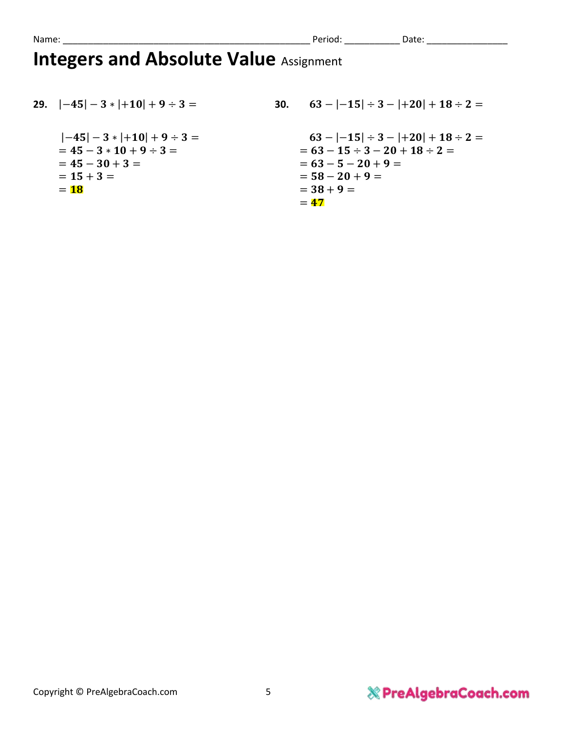Name: ______________________________________________ Period: __________ Date: _______________

# Integers and Absolute Value Assignment

**29.** $|-45| - 3 * |+10| + 9 \div 3 =$

$$|-45| - 3 * |+10| + 9 \div 3 =$$
$$= 45 - 3 * 10 + 9 \div 3 =$$
$$= 45 - 30 + 3 =$$
$$= 15 + 3 =$$
$$= \mathbf{18}$$

**30.** $63 - |-15| \div 3 - |+20| + 18 \div 2 =$

$$63 - |-15| \div 3 - |+20| + 18 \div 2 =$$
$$= 63 - 15 \div 3 - 20 + 18 \div 2 =$$
$$= 63 - 5 - 20 + 9 =$$
$$= 58 - 20 + 9 =$$
$$= 38 + 9 =$$
$$= \mathbf{47}$$

Copyright © PreAlgebraCoach.com